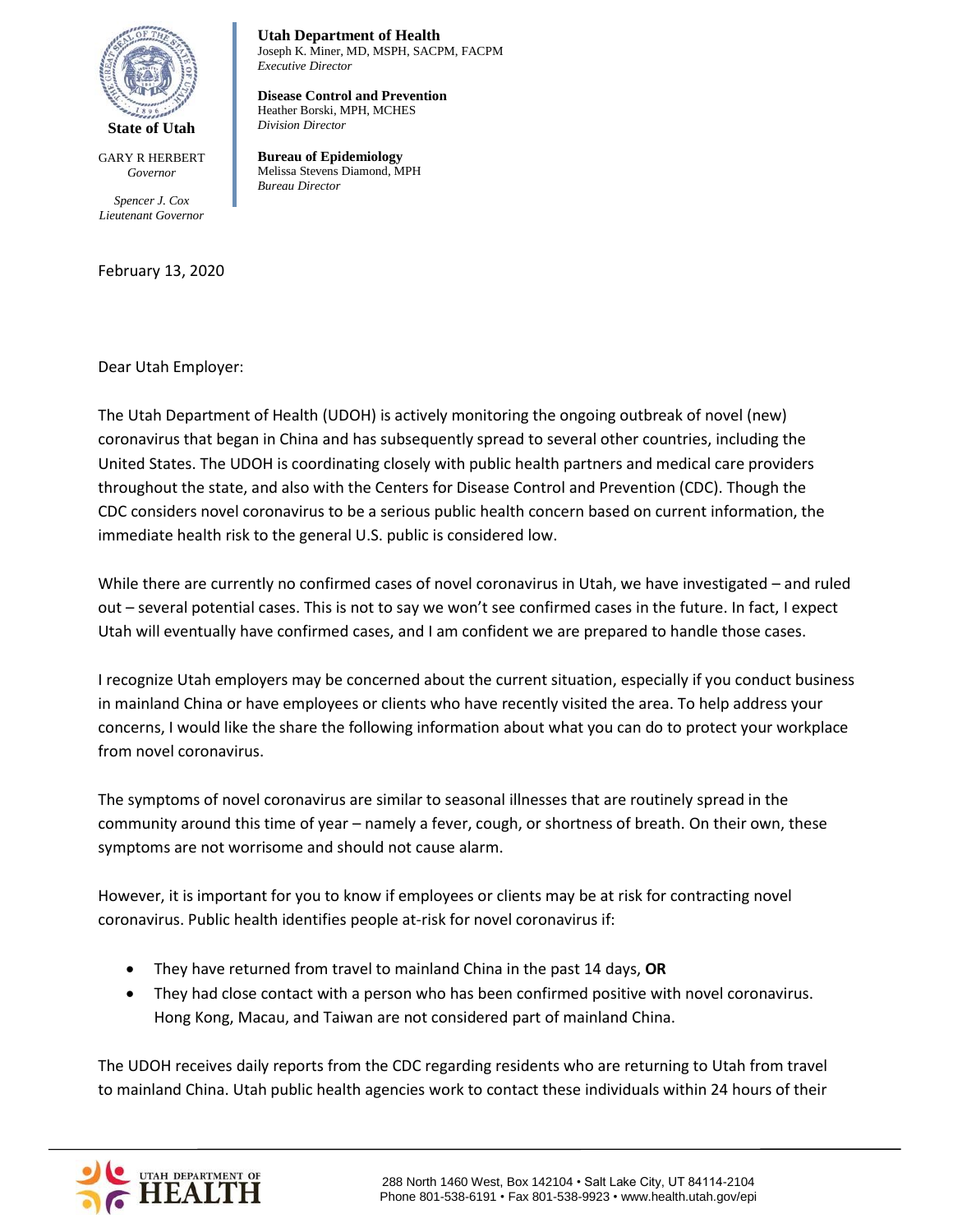**State of Utah**

GARY R HERBERT
*Governor*

*Spencer J. Cox*
*Lieutenant Governor*

**Utah Department of Health**
Joseph K. Miner, MD, MSPH, SACPM, FACPM
*Executive Director*

**Disease Control and Prevention**
Heather Borski, MPH, MCHES
*Division Director*

**Bureau of Epidemiology**
Melissa Stevens Diamond, MPH
*Bureau Director*

February 13, 2020

Dear Utah Employer:

The Utah Department of Health (UDOH) is actively monitoring the ongoing outbreak of novel (new) coronavirus that began in China and has subsequently spread to several other countries, including the United States. The UDOH is coordinating closely with public health partners and medical care providers throughout the state, and also with the Centers for Disease Control and Prevention (CDC). Though the CDC considers novel coronavirus to be a serious public health concern based on current information, the immediate health risk to the general U.S. public is considered low.

While there are currently no confirmed cases of novel coronavirus in Utah, we have investigated – and ruled out – several potential cases. This is not to say we won't see confirmed cases in the future. In fact, I expect Utah will eventually have confirmed cases, and I am confident we are prepared to handle those cases.

I recognize Utah employers may be concerned about the current situation, especially if you conduct business in mainland China or have employees or clients who have recently visited the area. To help address your concerns, I would like the share the following information about what you can do to protect your workplace from novel coronavirus.

The symptoms of novel coronavirus are similar to seasonal illnesses that are routinely spread in the community around this time of year – namely a fever, cough, or shortness of breath. On their own, these symptoms are not worrisome and should not cause alarm.

However, it is important for you to know if employees or clients may be at risk for contracting novel coronavirus. Public health identifies people at-risk for novel coronavirus if:

- They have returned from travel to mainland China in the past 14 days, **OR**
- They had close contact with a person who has been confirmed positive with novel coronavirus. Hong Kong, Macau, and Taiwan are not considered part of mainland China.

The UDOH receives daily reports from the CDC regarding residents who are returning to Utah from travel to mainland China. Utah public health agencies work to contact these individuals within 24 hours of their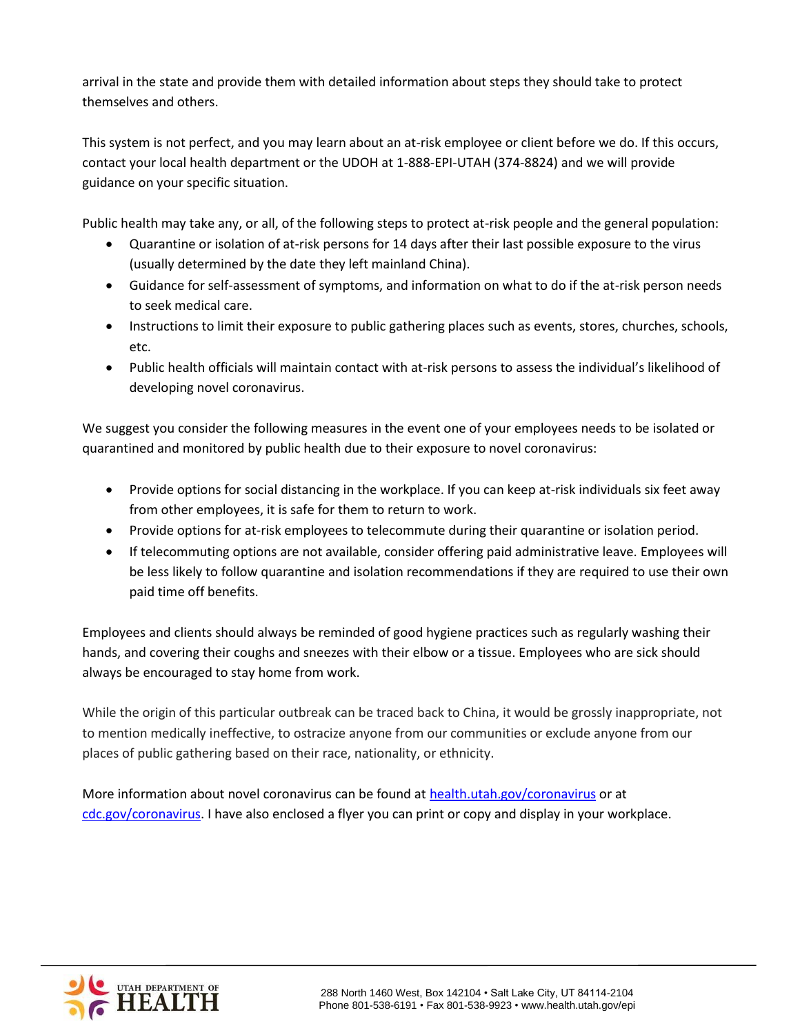arrival in the state and provide them with detailed information about steps they should take to protect themselves and others.

This system is not perfect, and you may learn about an at-risk employee or client before we do. If this occurs, contact your local health department or the UDOH at 1-888-EPI-UTAH (374-8824) and we will provide guidance on your specific situation.

Public health may take any, or all, of the following steps to protect at-risk people and the general population:

- Quarantine or isolation of at-risk persons for 14 days after their last possible exposure to the virus (usually determined by the date they left mainland China).
- Guidance for self-assessment of symptoms, and information on what to do if the at-risk person needs to seek medical care.
- Instructions to limit their exposure to public gathering places such as events, stores, churches, schools, etc.
- Public health officials will maintain contact with at-risk persons to assess the individual's likelihood of developing novel coronavirus.

We suggest you consider the following measures in the event one of your employees needs to be isolated or quarantined and monitored by public health due to their exposure to novel coronavirus:

- Provide options for social distancing in the workplace. If you can keep at-risk individuals six feet away from other employees, it is safe for them to return to work.
- Provide options for at-risk employees to telecommute during their quarantine or isolation period.
- If telecommuting options are not available, consider offering paid administrative leave. Employees will be less likely to follow quarantine and isolation recommendations if they are required to use their own paid time off benefits.

Employees and clients should always be reminded of good hygiene practices such as regularly washing their hands, and covering their coughs and sneezes with their elbow or a tissue. Employees who are sick should always be encouraged to stay home from work.

While the origin of this particular outbreak can be traced back to China, it would be grossly inappropriate, not to mention medically ineffective, to ostracize anyone from our communities or exclude anyone from our places of public gathering based on their race, nationality, or ethnicity.

More information about novel coronavirus can be found at [health.utah.gov/coronavirus](health.utah.gov/coronavirus) or at [cdc.gov/coronavirus](cdc.gov/coronavirus). I have also enclosed a flyer you can print or copy and display in your workplace.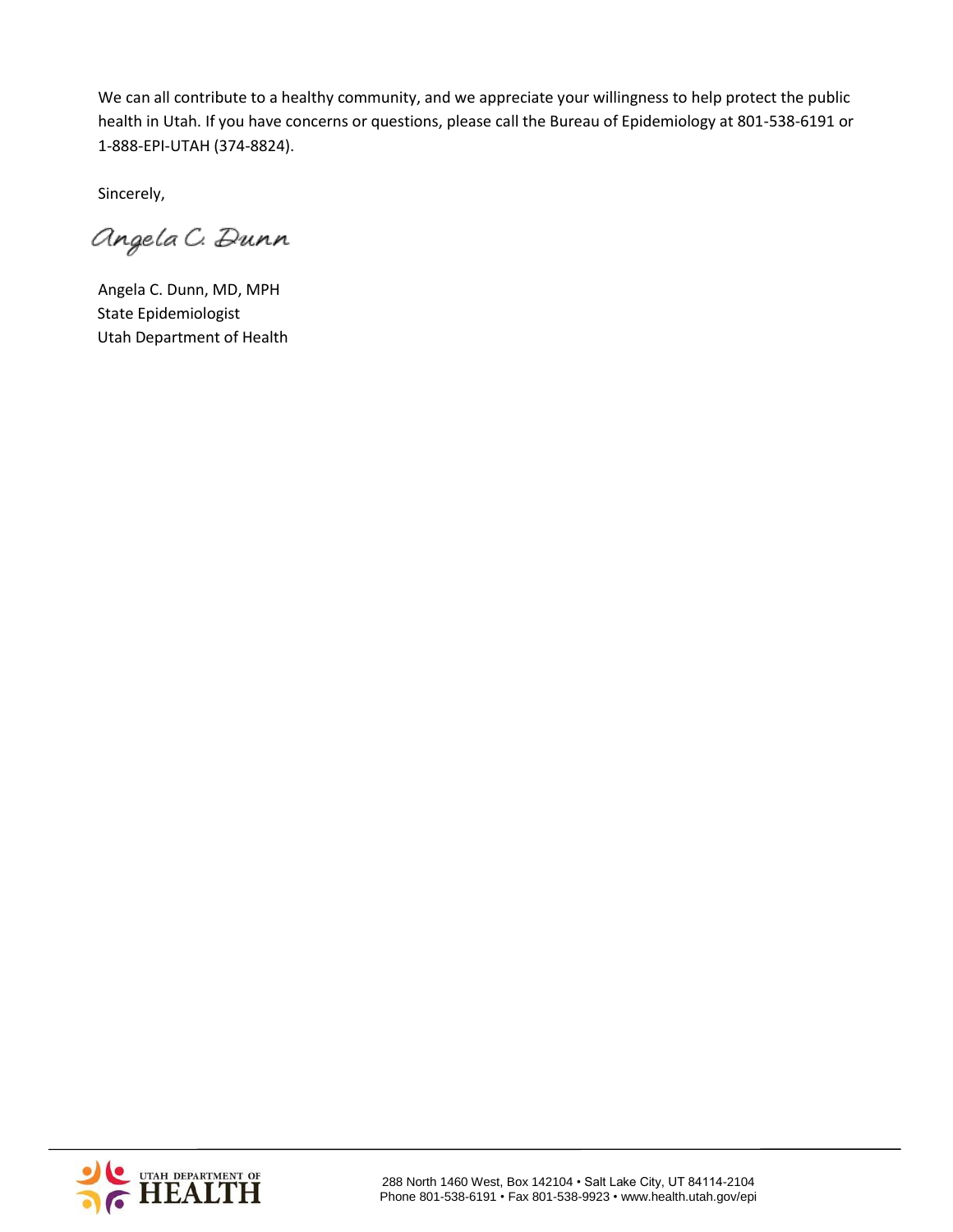We can all contribute to a healthy community, and we appreciate your willingness to help protect the public health in Utah. If you have concerns or questions, please call the Bureau of Epidemiology at 801-538-6191 or 1-888-EPI-UTAH (374-8824).

Sincerely,

Angela C. Dunn

Angela C. Dunn, MD, MPH
State Epidemiologist
Utah Department of Health

UTAH DEPARTMENT OF HEALTH

288 North 1460 West, Box 142104 • Salt Lake City, UT 84114-2104
Phone 801-538-6191 • Fax 801-538-9923 • www.health.utah.gov/epi